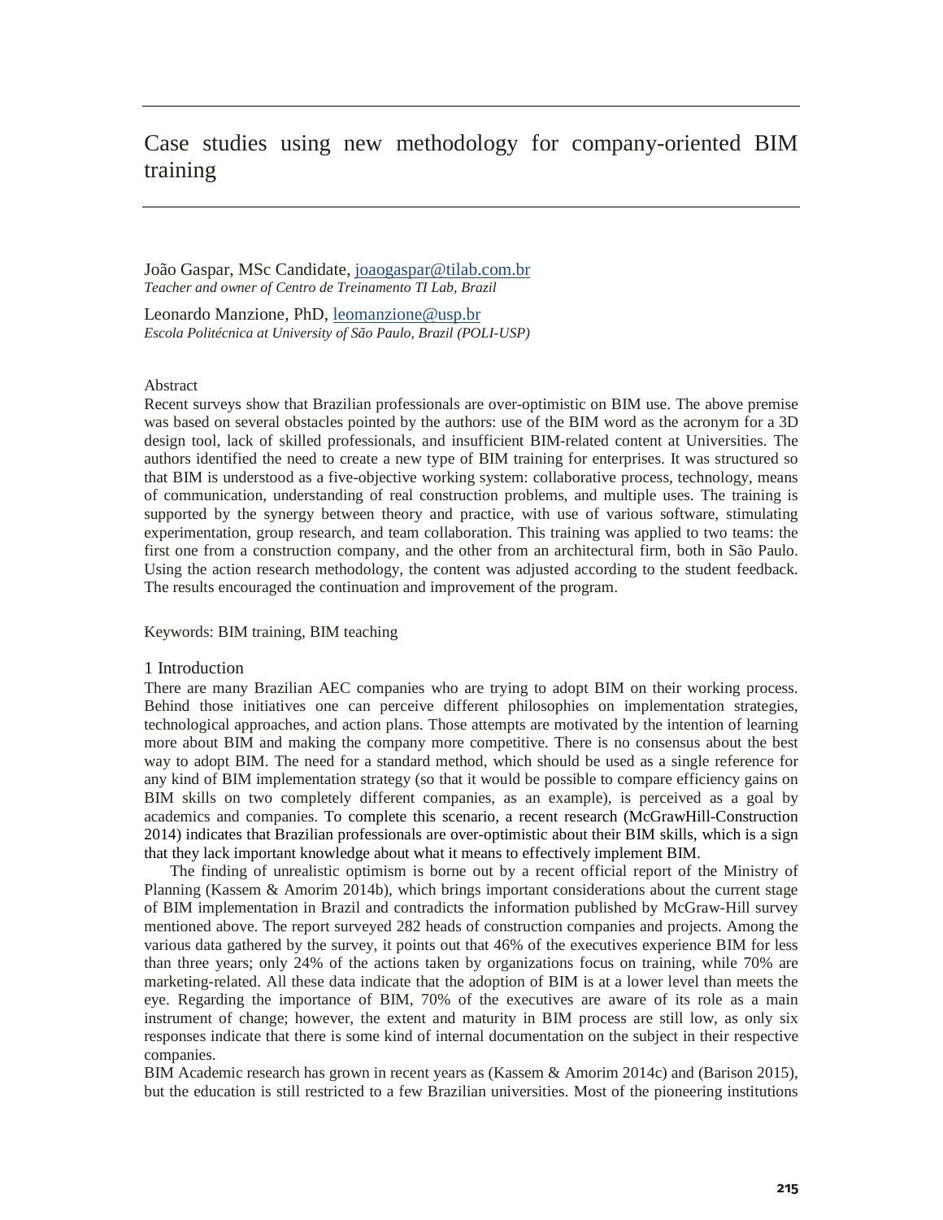# Case studies using new methodology for company-oriented BIM training

João Gaspar, MSc Candidate, joaogaspar@tilab.com.br
*Teacher and owner of Centro de Treinamento TI Lab, Brazil*

Leonardo Manzione, PhD, leomanzione@usp.br
*Escola Politécnica at University of São Paulo, Brazil (POLI-USP)*

## Abstract

Recent surveys show that Brazilian professionals are over-optimistic on BIM use. The above premise was based on several obstacles pointed by the authors: use of the BIM word as the acronym for a 3D design tool, lack of skilled professionals, and insufficient BIM-related content at Universities. The authors identified the need to create a new type of BIM training for enterprises. It was structured so that BIM is understood as a five-objective working system: collaborative process, technology, means of communication, understanding of real construction problems, and multiple uses. The training is supported by the synergy between theory and practice, with use of various software, stimulating experimentation, group research, and team collaboration. This training was applied to two teams: the first one from a construction company, and the other from an architectural firm, both in São Paulo. Using the action research methodology, the content was adjusted according to the student feedback. The results encouraged the continuation and improvement of the program.

Keywords: BIM training, BIM teaching

## 1 Introduction

There are many Brazilian AEC companies who are trying to adopt BIM on their working process. Behind those initiatives one can perceive different philosophies on implementation strategies, technological approaches, and action plans. Those attempts are motivated by the intention of learning more about BIM and making the company more competitive. There is no consensus about the best way to adopt BIM. The need for a standard method, which should be used as a single reference for any kind of BIM implementation strategy (so that it would be possible to compare efficiency gains on BIM skills on two completely different companies, as an example), is perceived as a goal by academics and companies. To complete this scenario, a recent research (McGrawHill-Construction 2014) indicates that Brazilian professionals are over-optimistic about their BIM skills, which is a sign that they lack important knowledge about what it means to effectively implement BIM.

The finding of unrealistic optimism is borne out by a recent official report of the Ministry of Planning (Kassem & Amorim 2014b), which brings important considerations about the current stage of BIM implementation in Brazil and contradicts the information published by McGraw-Hill survey mentioned above. The report surveyed 282 heads of construction companies and projects. Among the various data gathered by the survey, it points out that 46% of the executives experience BIM for less than three years; only 24% of the actions taken by organizations focus on training, while 70% are marketing-related. All these data indicate that the adoption of BIM is at a lower level than meets the eye. Regarding the importance of BIM, 70% of the executives are aware of its role as a main instrument of change; however, the extent and maturity in BIM process are still low, as only six responses indicate that there is some kind of internal documentation on the subject in their respective companies.

BIM Academic research has grown in recent years as (Kassem & Amorim 2014c) and (Barison 2015), but the education is still restricted to a few Brazilian universities. Most of the pioneering institutions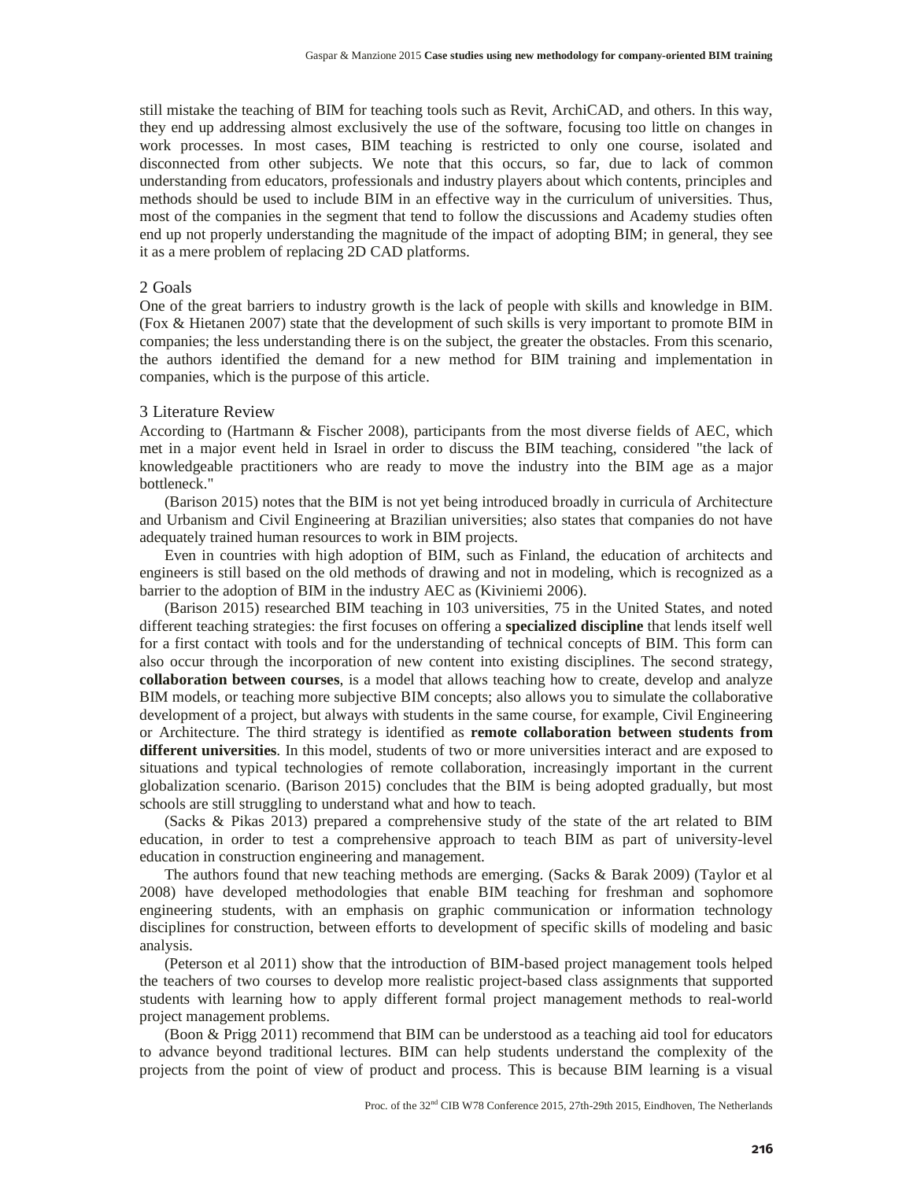still mistake the teaching of BIM for teaching tools such as Revit, ArchiCAD, and others. In this way, they end up addressing almost exclusively the use of the software, focusing too little on changes in work processes. In most cases, BIM teaching is restricted to only one course, isolated and disconnected from other subjects. We note that this occurs, so far, due to lack of common understanding from educators, professionals and industry players about which contents, principles and methods should be used to include BIM in an effective way in the curriculum of universities. Thus, most of the companies in the segment that tend to follow the discussions and Academy studies often end up not properly understanding the magnitude of the impact of adopting BIM; in general, they see it as a mere problem of replacing 2D CAD platforms.

## 2 Goals

One of the great barriers to industry growth is the lack of people with skills and knowledge in BIM. (Fox & Hietanen 2007) state that the development of such skills is very important to promote BIM in companies; the less understanding there is on the subject, the greater the obstacles. From this scenario, the authors identified the demand for a new method for BIM training and implementation in companies, which is the purpose of this article.

## 3 Literature Review

According to (Hartmann & Fischer 2008), participants from the most diverse fields of AEC, which met in a major event held in Israel in order to discuss the BIM teaching, considered "the lack of knowledgeable practitioners who are ready to move the industry into the BIM age as a major bottleneck."

(Barison 2015) notes that the BIM is not yet being introduced broadly in curricula of Architecture and Urbanism and Civil Engineering at Brazilian universities; also states that companies do not have adequately trained human resources to work in BIM projects.

Even in countries with high adoption of BIM, such as Finland, the education of architects and engineers is still based on the old methods of drawing and not in modeling, which is recognized as a barrier to the adoption of BIM in the industry AEC as (Kiviniemi 2006).

(Barison 2015) researched BIM teaching in 103 universities, 75 in the United States, and noted different teaching strategies: the first focuses on offering a **specialized discipline** that lends itself well for a first contact with tools and for the understanding of technical concepts of BIM. This form can also occur through the incorporation of new content into existing disciplines. The second strategy, **collaboration between courses**, is a model that allows teaching how to create, develop and analyze BIM models, or teaching more subjective BIM concepts; also allows you to simulate the collaborative development of a project, but always with students in the same course, for example, Civil Engineering or Architecture. The third strategy is identified as **remote collaboration between students from different universities**. In this model, students of two or more universities interact and are exposed to situations and typical technologies of remote collaboration, increasingly important in the current globalization scenario. (Barison 2015) concludes that the BIM is being adopted gradually, but most schools are still struggling to understand what and how to teach.

(Sacks & Pikas 2013) prepared a comprehensive study of the state of the art related to BIM education, in order to test a comprehensive approach to teach BIM as part of university-level education in construction engineering and management.

The authors found that new teaching methods are emerging. (Sacks & Barak 2009) (Taylor et al 2008) have developed methodologies that enable BIM teaching for freshman and sophomore engineering students, with an emphasis on graphic communication or information technology disciplines for construction, between efforts to development of specific skills of modeling and basic analysis.

(Peterson et al 2011) show that the introduction of BIM-based project management tools helped the teachers of two courses to develop more realistic project-based class assignments that supported students with learning how to apply different formal project management methods to real-world project management problems.

(Boon & Prigg 2011) recommend that BIM can be understood as a teaching aid tool for educators to advance beyond traditional lectures. BIM can help students understand the complexity of the projects from the point of view of product and process. This is because BIM learning is a visual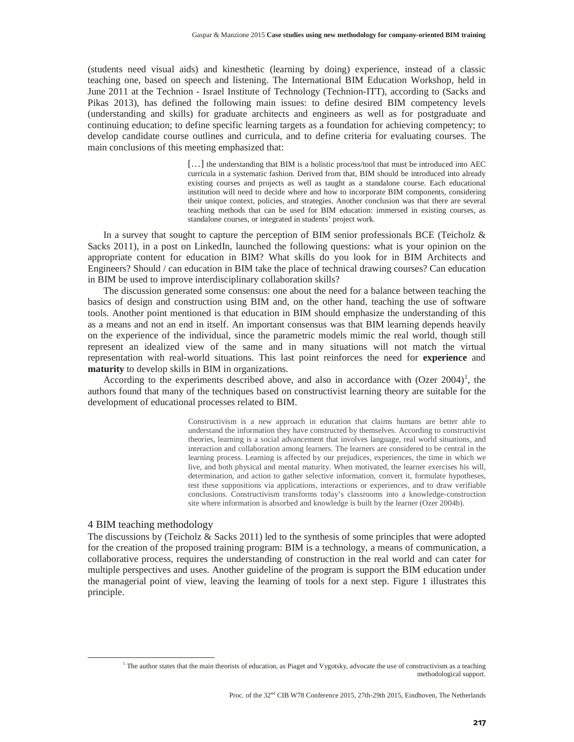(students need visual aids) and kinesthetic (learning by doing) experience, instead of a classic teaching one, based on speech and listening. The International BIM Education Workshop, held in June 2011 at the Technion - Israel Institute of Technology (Technion-ITT), according to (Sacks and Pikas 2013), has defined the following main issues: to define desired BIM competency levels (understanding and skills) for graduate architects and engineers as well as for postgraduate and continuing education; to define specific learning targets as a foundation for achieving competency; to develop candidate course outlines and curricula, and to define criteria for evaluating courses. The main conclusions of this meeting emphasized that:

> […] the understanding that BIM is a holistic process/tool that must be introduced into AEC curricula in a systematic fashion. Derived from that, BIM should be introduced into already existing courses and projects as well as taught as a standalone course. Each educational institution will need to decide where and how to incorporate BIM components, considering their unique context, policies, and strategies. Another conclusion was that there are several teaching methods that can be used for BIM education: immersed in existing courses, as standalone courses, or integrated in students' project work.

In a survey that sought to capture the perception of BIM senior professionals BCE (Teicholz & Sacks 2011), in a post on LinkedIn, launched the following questions: what is your opinion on the appropriate content for education in BIM? What skills do you look for in BIM Architects and Engineers? Should / can education in BIM take the place of technical drawing courses? Can education in BIM be used to improve interdisciplinary collaboration skills?

The discussion generated some consensus: one about the need for a balance between teaching the basics of design and construction using BIM and, on the other hand, teaching the use of software tools. Another point mentioned is that education in BIM should emphasize the understanding of this as a means and not an end in itself. An important consensus was that BIM learning depends heavily on the experience of the individual, since the parametric models mimic the real world, though still represent an idealized view of the same and in many situations will not match the virtual representation with real-world situations. This last point reinforces the need for **experience** and **maturity** to develop skills in BIM in organizations.

According to the experiments described above, and also in accordance with (Ozer 2004)[1], the authors found that many of the techniques based on constructivist learning theory are suitable for the development of educational processes related to BIM.

> Constructivism is a new approach in education that claims humans are better able to understand the information they have constructed by themselves. According to constructivist theories, learning is a social advancement that involves language, real world situations, and interaction and collaboration among learners. The learners are considered to be central in the learning process. Learning is affected by our prejudices, experiences, the time in which we live, and both physical and mental maturity. When motivated, the learner exercises his will, determination, and action to gather selective information, convert it, formulate hypotheses, test these suppositions via applications, interactions or experiences, and to draw verifiable conclusions. Constructivism transforms today's classrooms into a knowledge-construction site where information is absorbed and knowledge is built by the learner (Ozer 2004b).

## 4 BIM teaching methodology

The discussions by (Teicholz & Sacks 2011) led to the synthesis of some principles that were adopted for the creation of the proposed training program: BIM is a technology, a means of communication, a collaborative process, requires the understanding of construction in the real world and can cater for multiple perspectives and uses. Another guideline of the program is support the BIM education under the managerial point of view, leaving the learning of tools for a next step. Figure 1 illustrates this principle.

[1] The author states that the main theorists of education, as Piaget and Vygotsky, advocate the use of constructivism as a teaching methodological support.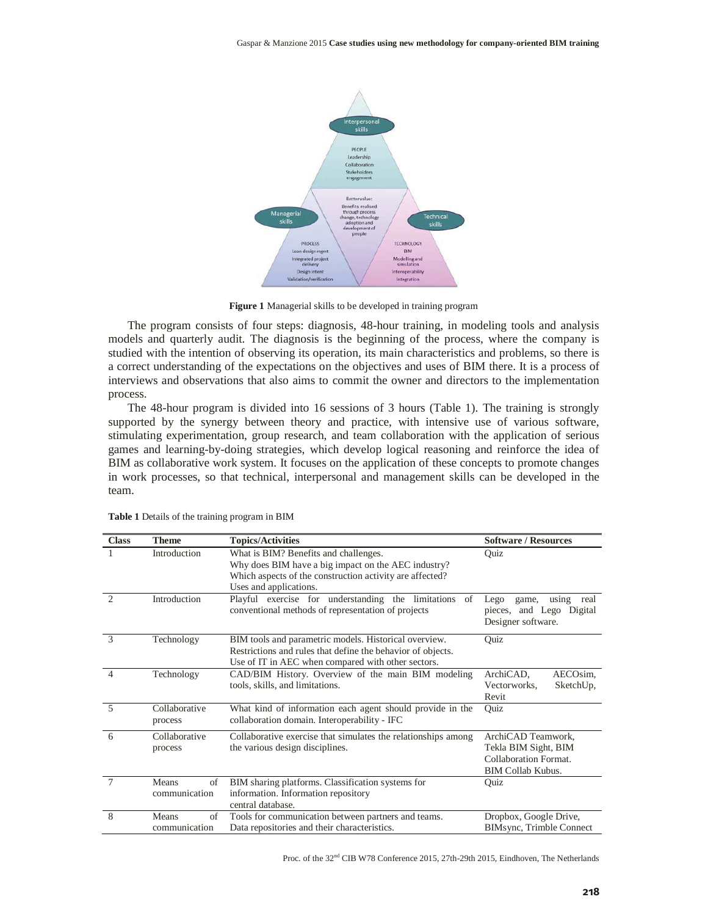**Figure 1** Managerial skills to be developed in training program

The program consists of four steps: diagnosis, 48-hour training, in modeling tools and analysis models and quarterly audit. The diagnosis is the beginning of the process, where the company is studied with the intention of observing its operation, its main characteristics and problems, so there is a correct understanding of the expectations on the objectives and uses of BIM there. It is a process of interviews and observations that also aims to commit the owner and directors to the implementation process.

The 48-hour program is divided into 16 sessions of 3 hours (Table 1). The training is strongly supported by the synergy between theory and practice, with intensive use of various software, stimulating experimentation, group research, and team collaboration with the application of serious games and learning-by-doing strategies, which develop logical reasoning and reinforce the idea of BIM as collaborative work system. It focuses on the application of these concepts to promote changes in work processes, so that technical, interpersonal and management skills can be developed in the team.

**Table 1** Details of the training program in BIM

| Class | Theme | Topics/Activities | Software / Resources |
|---|---|---|---|
| 1 | Introduction | What is BIM? Benefits and challenges. Why does BIM have a big impact on the AEC industry? Which aspects of the construction activity are affected? Uses and applications. | Quiz |
| 2 | Introduction | Playful exercise for understanding the limitations of conventional methods of representation of projects | Lego game, using real pieces, and Lego Digital Designer software. |
| 3 | Technology | BIM tools and parametric models. Historical overview. Restrictions and rules that define the behavior of objects. Use of IT in AEC when compared with other sectors. | Quiz |
| 4 | Technology | CAD/BIM History. Overview of the main BIM modeling tools, skills, and limitations. | ArchiCAD, AECOsim, Vectorworks, SketchUp, Revit |
| 5 | Collaborative process | What kind of information each agent should provide in the collaboration domain. Interoperability - IFC | Quiz |
| 6 | Collaborative process | Collaborative exercise that simulates the relationships among the various design disciplines. | ArchiCAD Teamwork, Tekla BIM Sight, BIM Collaboration Format. BIM Collab Kubus. |
| 7 | Means of communication | BIM sharing platforms. Classification systems for information. Information repository central database. | Quiz |
| 8 | Means of communication | Tools for communication between partners and teams. Data repositories and their characteristics. | Dropbox, Google Drive, BIMsync, Trimble Connect |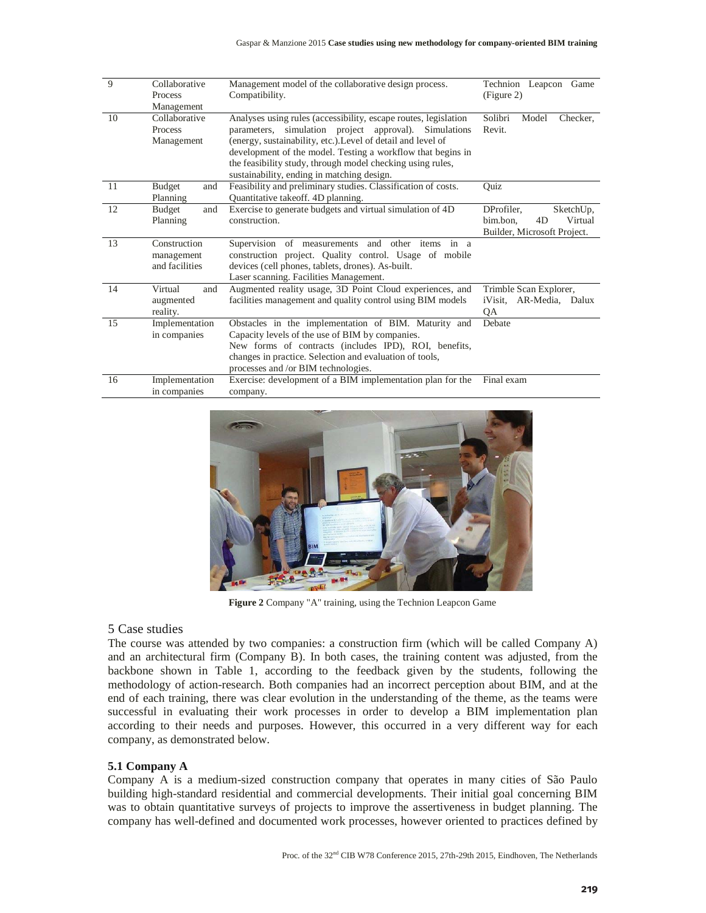| 9 | Collaborative Process Management | Management model of the collaborative design process. Compatibility. | Technion Leapcon Game (Figure 2) |
|---|---|---|---|
| 10 | Collaborative Process Management | Analyses using rules (accessibility, escape routes, legislation parameters, simulation project approval). Simulations (energy, sustainability, etc.).Level of detail and level of development of the model. Testing a workflow that begins in the feasibility study, through model checking using rules, sustainability, ending in matching design. | Solibri Model Checker, Revit. |
| 11 | Budget and Planning | Feasibility and preliminary studies. Classification of costs. Quantitative takeoff. 4D planning. | Quiz |
| 12 | Budget and Planning | Exercise to generate budgets and virtual simulation of 4D construction. | DProfiler, SketchUp, bim.bon, 4D Virtual Builder, Microsoft Project. |
| 13 | Construction management and facilities | Supervision of measurements and other items in a construction project. Quality control. Usage of mobile devices (cell phones, tablets, drones). As-built. Laser scanning. Facilities Management. | |
| 14 | Virtual and augmented reality. | Augmented reality usage, 3D Point Cloud experiences, and facilities management and quality control using BIM models | Trimble Scan Explorer, iVisit, AR-Media, Dalux QA |
| 15 | Implementation in companies | Obstacles in the implementation of BIM. Maturity and Capacity levels of the use of BIM by companies. New forms of contracts (includes IPD), ROI, benefits, changes in practice. Selection and evaluation of tools, processes and /or BIM technologies. | Debate |
| 16 | Implementation in companies | Exercise: development of a BIM implementation plan for the company. | Final exam |

**Figure 2** Company "A" training, using the Technion Leapcon Game

## 5 Case studies

The course was attended by two companies: a construction firm (which will be called Company A) and an architectural firm (Company B). In both cases, the training content was adjusted, from the backbone shown in Table 1, according to the feedback given by the students, following the methodology of action-research. Both companies had an incorrect perception about BIM, and at the end of each training, there was clear evolution in the understanding of the theme, as the teams were successful in evaluating their work processes in order to develop a BIM implementation plan according to their needs and purposes. However, this occurred in a very different way for each company, as demonstrated below.

### 5.1 Company A

Company A is a medium-sized construction company that operates in many cities of São Paulo building high-standard residential and commercial developments. Their initial goal concerning BIM was to obtain quantitative surveys of projects to improve the assertiveness in budget planning. The company has well-defined and documented work processes, however oriented to practices defined by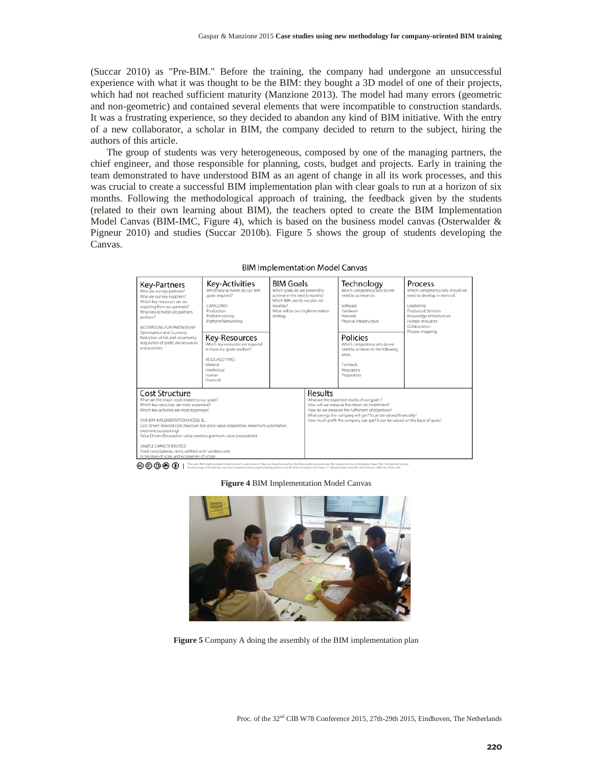(Succar 2010) as "Pre-BIM." Before the training, the company had undergone an unsuccessful experience with what it was thought to be the BIM: they bought a 3D model of one of their projects, which had not reached sufficient maturity (Manzione 2013). The model had many errors (geometric and non-geometric) and contained several elements that were incompatible to construction standards. It was a frustrating experience, so they decided to abandon any kind of BIM initiative. With the entry of a new collaborator, a scholar in BIM, the company decided to return to the subject, hiring the authors of this article.

The group of students was very heterogeneous, composed by one of the managing partners, the chief engineer, and those responsible for planning, costs, budget and projects. Early in training the team demonstrated to have understood BIM as an agent of change in all its work processes, and this was crucial to create a successful BIM implementation plan with clear goals to run at a horizon of six months. Following the methodological approach of training, the feedback given by the students (related to their own learning about BIM), the teachers opted to create the BIM Implementation Model Canvas (BIM-IMC, Figure 4), which is based on the business model canvas (Osterwalder & Pigneur 2010) and studies (Succar 2010b). Figure 5 shows the group of students developing the Canvas.

**Figure 4** BIM Implementation Model Canvas

**Figure 5** Company A doing the assembly of the BIM implementation plan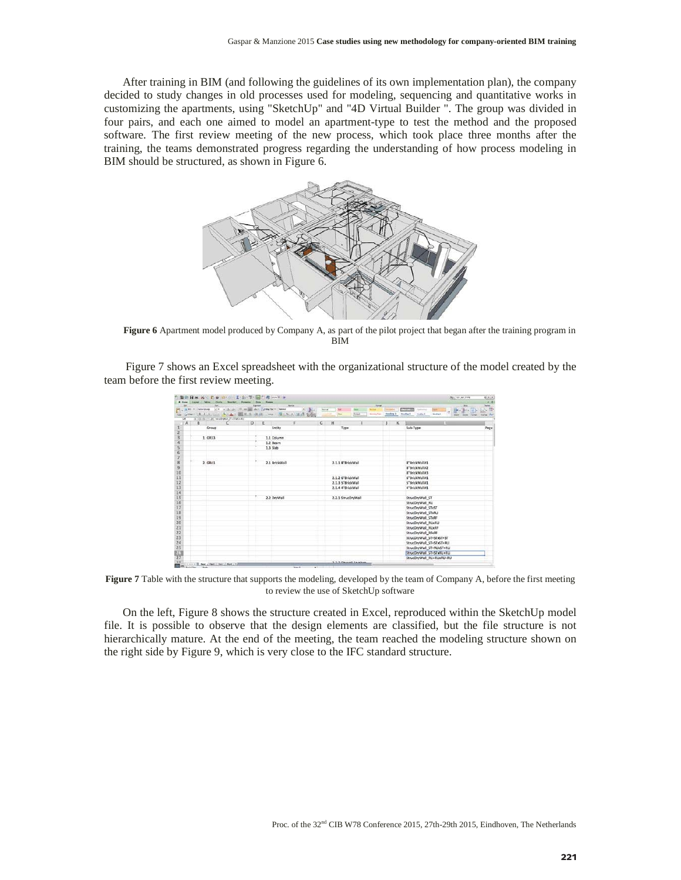After training in BIM (and following the guidelines of its own implementation plan), the company decided to study changes in old processes used for modeling, sequencing and quantitative works in customizing the apartments, using "SketchUp" and "4D Virtual Builder ". The group was divided in four pairs, and each one aimed to model an apartment-type to test the method and the proposed software. The first review meeting of the new process, which took place three months after the training, the teams demonstrated progress regarding the understanding of how process modeling in BIM should be structured, as shown in Figure 6.

**Figure 6** Apartment model produced by Company A, as part of the pilot project that began after the training program in BIM

Figure 7 shows an Excel spreadsheet with the organizational structure of the model created by the team before the first review meeting.

**Figure 7** Table with the structure that supports the modeling, developed by the team of Company A, before the first meeting to review the use of SketchUp software

On the left, Figure 8 shows the structure created in Excel, reproduced within the SketchUp model file. It is possible to observe that the design elements are classified, but the file structure is not hierarchically mature. At the end of the meeting, the team reached the modeling structure shown on the right side by Figure 9, which is very close to the IFC standard structure.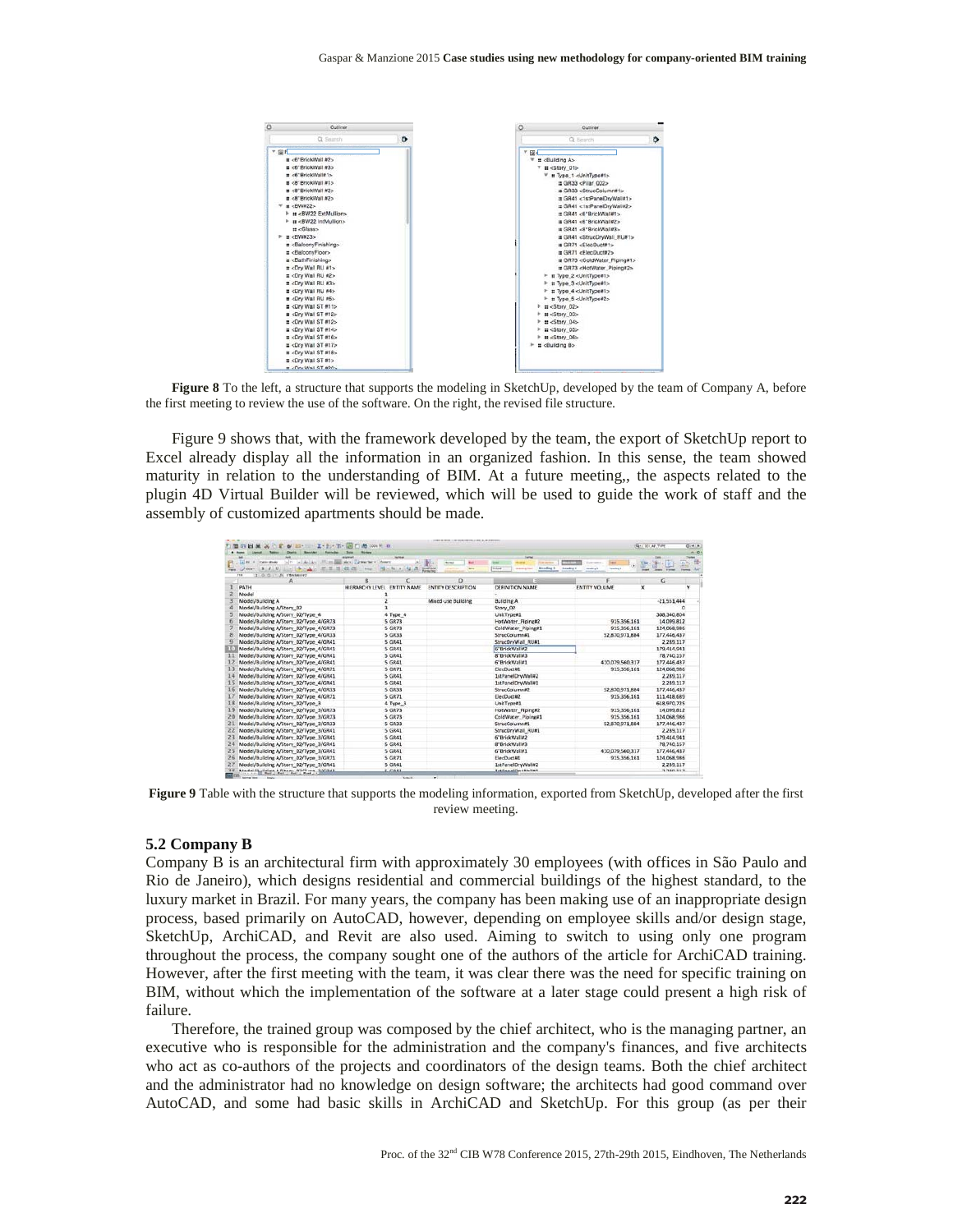**Figure 8** To the left, a structure that supports the modeling in SketchUp, developed by the team of Company A, before the first meeting to review the use of the software. On the right, the revised file structure.

Figure 9 shows that, with the framework developed by the team, the export of SketchUp report to Excel already display all the information in an organized fashion. In this sense, the team showed maturity in relation to the understanding of BIM. At a future meeting,, the aspects related to the plugin 4D Virtual Builder will be reviewed, which will be used to guide the work of staff and the assembly of customized apartments should be made.

**Figure 9** Table with the structure that supports the modeling information, exported from SketchUp, developed after the first review meeting.

## 5.2 Company B

Company B is an architectural firm with approximately 30 employees (with offices in São Paulo and Rio de Janeiro), which designs residential and commercial buildings of the highest standard, to the luxury market in Brazil. For many years, the company has been making use of an inappropriate design process, based primarily on AutoCAD, however, depending on employee skills and/or design stage, SketchUp, ArchiCAD, and Revit are also used. Aiming to switch to using only one program throughout the process, the company sought one of the authors of the article for ArchiCAD training. However, after the first meeting with the team, it was clear there was the need for specific training on BIM, without which the implementation of the software at a later stage could present a high risk of failure.

Therefore, the trained group was composed by the chief architect, who is the managing partner, an executive who is responsible for the administration and the company's finances, and five architects who act as co-authors of the projects and coordinators of the design teams. Both the chief architect and the administrator had no knowledge on design software; the architects had good command over AutoCAD, and some had basic skills in ArchiCAD and SketchUp. For this group (as per their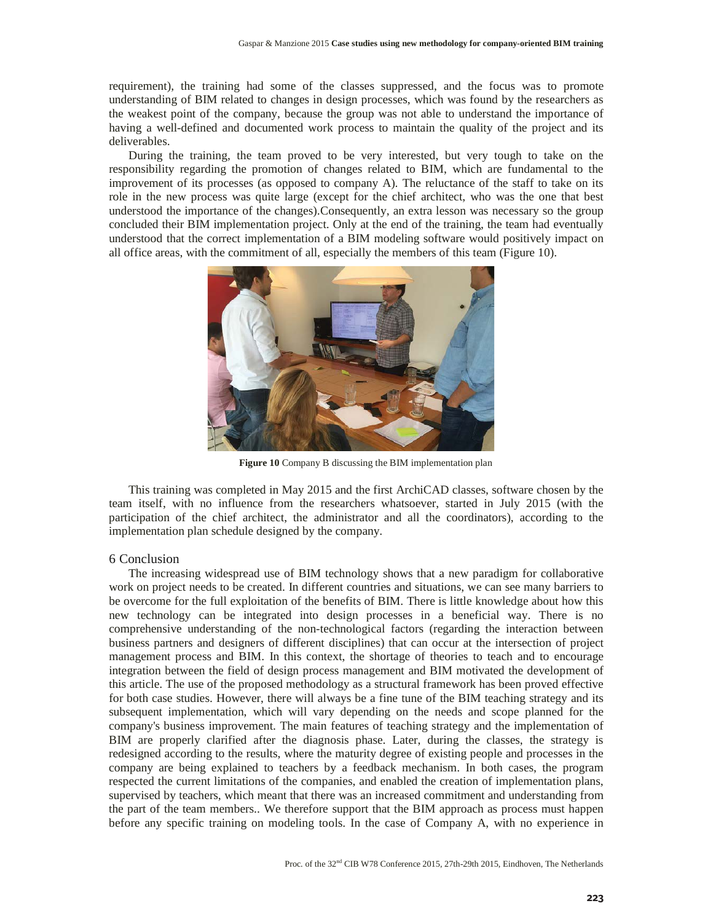requirement), the training had some of the classes suppressed, and the focus was to promote understanding of BIM related to changes in design processes, which was found by the researchers as the weakest point of the company, because the group was not able to understand the importance of having a well-defined and documented work process to maintain the quality of the project and its deliverables.

During the training, the team proved to be very interested, but very tough to take on the responsibility regarding the promotion of changes related to BIM, which are fundamental to the improvement of its processes (as opposed to company A). The reluctance of the staff to take on its role in the new process was quite large (except for the chief architect, who was the one that best understood the importance of the changes).Consequently, an extra lesson was necessary so the group concluded their BIM implementation project. Only at the end of the training, the team had eventually understood that the correct implementation of a BIM modeling software would positively impact on all office areas, with the commitment of all, especially the members of this team (Figure 10).

**Figure 10** Company B discussing the BIM implementation plan

This training was completed in May 2015 and the first ArchiCAD classes, software chosen by the team itself, with no influence from the researchers whatsoever, started in July 2015 (with the participation of the chief architect, the administrator and all the coordinators), according to the implementation plan schedule designed by the company.

## 6 Conclusion

The increasing widespread use of BIM technology shows that a new paradigm for collaborative work on project needs to be created. In different countries and situations, we can see many barriers to be overcome for the full exploitation of the benefits of BIM. There is little knowledge about how this new technology can be integrated into design processes in a beneficial way. There is no comprehensive understanding of the non-technological factors (regarding the interaction between business partners and designers of different disciplines) that can occur at the intersection of project management process and BIM. In this context, the shortage of theories to teach and to encourage integration between the field of design process management and BIM motivated the development of this article. The use of the proposed methodology as a structural framework has been proved effective for both case studies. However, there will always be a fine tune of the BIM teaching strategy and its subsequent implementation, which will vary depending on the needs and scope planned for the company's business improvement. The main features of teaching strategy and the implementation of BIM are properly clarified after the diagnosis phase. Later, during the classes, the strategy is redesigned according to the results, where the maturity degree of existing people and processes in the company are being explained to teachers by a feedback mechanism. In both cases, the program respected the current limitations of the companies, and enabled the creation of implementation plans, supervised by teachers, which meant that there was an increased commitment and understanding from the part of the team members.. We therefore support that the BIM approach as process must happen before any specific training on modeling tools. In the case of Company A, with no experience in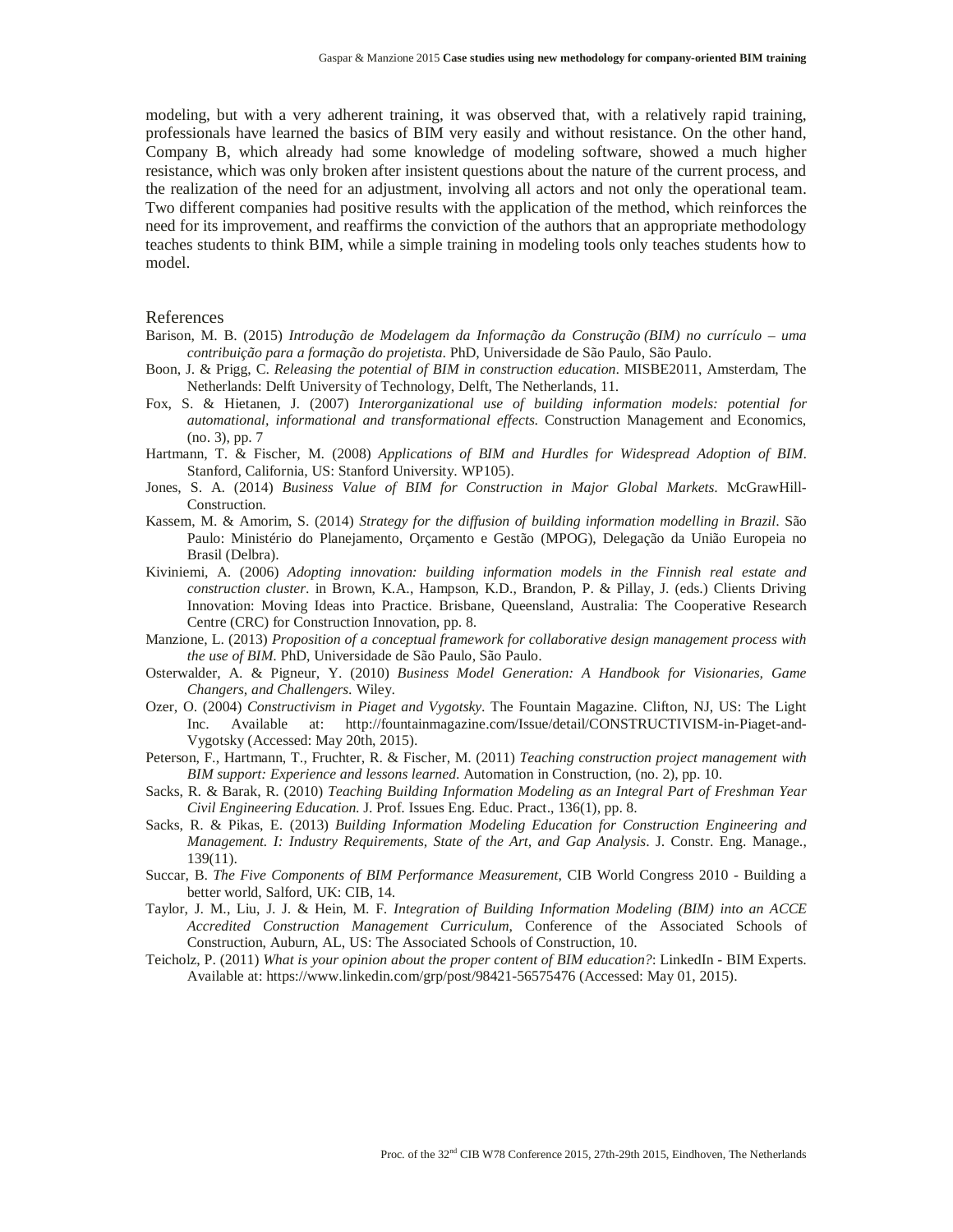modeling, but with a very adherent training, it was observed that, with a relatively rapid training, professionals have learned the basics of BIM very easily and without resistance. On the other hand, Company B, which already had some knowledge of modeling software, showed a much higher resistance, which was only broken after insistent questions about the nature of the current process, and the realization of the need for an adjustment, involving all actors and not only the operational team. Two different companies had positive results with the application of the method, which reinforces the need for its improvement, and reaffirms the conviction of the authors that an appropriate methodology teaches students to think BIM, while a simple training in modeling tools only teaches students how to model.

## References

Barison, M. B. (2015) *Introdução de Modelagem da Informação da Construção (BIM) no currículo – uma contribuição para a formação do projetista*. PhD, Universidade de São Paulo, São Paulo.

Boon, J. & Prigg, C. *Releasing the potential of BIM in construction education*. MISBE2011, Amsterdam, The Netherlands: Delft University of Technology, Delft, The Netherlands, 11.

Fox, S. & Hietanen, J. (2007) *Interorganizational use of building information models: potential for automational, informational and transformational effects*. Construction Management and Economics, (no. 3), pp. 7

Hartmann, T. & Fischer, M. (2008) *Applications of BIM and Hurdles for Widespread Adoption of BIM*. Stanford, California, US: Stanford University. WP105).

Jones, S. A. (2014) *Business Value of BIM for Construction in Major Global Markets*. McGrawHill-Construction.

Kassem, M. & Amorim, S. (2014) *Strategy for the diffusion of building information modelling in Brazil*. São Paulo: Ministério do Planejamento, Orçamento e Gestão (MPOG), Delegação da União Europeia no Brasil (Delbra).

Kiviniemi, A. (2006) *Adopting innovation: building information models in the Finnish real estate and construction cluster*. in Brown, K.A., Hampson, K.D., Brandon, P. & Pillay, J. (eds.) Clients Driving Innovation: Moving Ideas into Practice. Brisbane, Queensland, Australia: The Cooperative Research Centre (CRC) for Construction Innovation, pp. 8.

Manzione, L. (2013) *Proposition of a conceptual framework for collaborative design management process with the use of BIM*. PhD, Universidade de São Paulo, São Paulo.

Osterwalder, A. & Pigneur, Y. (2010) *Business Model Generation: A Handbook for Visionaries, Game Changers, and Challengers*. Wiley.

Ozer, O. (2004) *Constructivism in Piaget and Vygotsky*. The Fountain Magazine. Clifton, NJ, US: The Light Inc. Available at: http://fountainmagazine.com/Issue/detail/CONSTRUCTIVISM-in-Piaget-and-Vygotsky (Accessed: May 20th, 2015).

Peterson, F., Hartmann, T., Fruchter, R. & Fischer, M. (2011) *Teaching construction project management with BIM support: Experience and lessons learned*. Automation in Construction, (no. 2), pp. 10.

Sacks, R. & Barak, R. (2010) *Teaching Building Information Modeling as an Integral Part of Freshman Year Civil Engineering Education*. J. Prof. Issues Eng. Educ. Pract., 136(1), pp. 8.

Sacks, R. & Pikas, E. (2013) *Building Information Modeling Education for Construction Engineering and Management. I: Industry Requirements, State of the Art, and Gap Analysis*. J. Constr. Eng. Manage., 139(11).

Succar, B. *The Five Components of BIM Performance Measurement*, CIB World Congress 2010 - Building a better world, Salford, UK: CIB, 14.

Taylor, J. M., Liu, J. J. & Hein, M. F. *Integration of Building Information Modeling (BIM) into an ACCE Accredited Construction Management Curriculum*, Conference of the Associated Schools of Construction, Auburn, AL, US: The Associated Schools of Construction, 10.

Teicholz, P. (2011) *What is your opinion about the proper content of BIM education?*: LinkedIn - BIM Experts. Available at: https://www.linkedin.com/grp/post/98421-56575476 (Accessed: May 01, 2015).